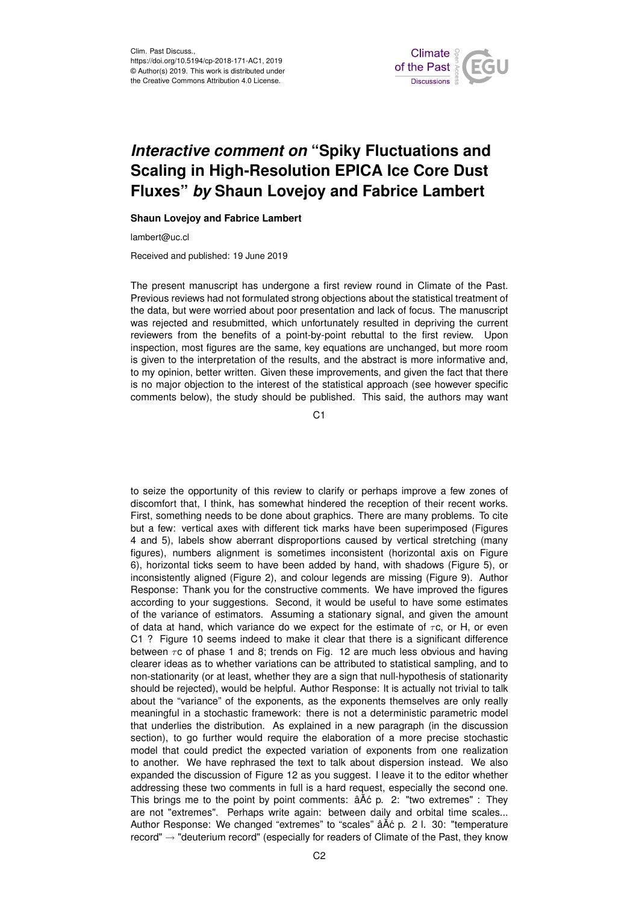Clim. Past Discuss.,
https://doi.org/10.5194/cp-2018-171-AC1, 2019
© Author(s) 2019. This work is distributed under
the Creative Commons Attribution 4.0 License.

# *Interactive comment on* "Spiky Fluctuations and Scaling in High-Resolution EPICA Ice Core Dust Fluxes" *by* Shaun Lovejoy and Fabrice Lambert

**Shaun Lovejoy and Fabrice Lambert**

lambert@uc.cl

Received and published: 19 June 2019

The present manuscript has undergone a first review round in Climate of the Past. Previous reviews had not formulated strong objections about the statistical treatment of the data, but were worried about poor presentation and lack of focus. The manuscript was rejected and resubmitted, which unfortunately resulted in depriving the current reviewers from the benefits of a point-by-point rebuttal to the first review. Upon inspection, most figures are the same, key equations are unchanged, but more room is given to the interpretation of the results, and the abstract is more informative and, to my opinion, better written. Given these improvements, and given the fact that there is no major objection to the interest of the statistical approach (see however specific comments below), the study should be published. This said, the authors may want to seize the opportunity of this review to clarify or perhaps improve a few zones of discomfort that, I think, has somewhat hindered the reception of their recent works. First, something needs to be done about graphics. There are many problems. To cite but a few: vertical axes with different tick marks have been superimposed (Figures 4 and 5), labels show aberrant disproportions caused by vertical stretching (many figures), numbers alignment is sometimes inconsistent (horizontal axis on Figure 6), horizontal ticks seem to have been added by hand, with shadows (Figure 5), or inconsistently aligned (Figure 2), and colour legends are missing (Figure 9). Author Response: Thank you for the constructive comments. We have improved the figures according to your suggestions. Second, it would be useful to have some estimates of the variance of estimators. Assuming a stationary signal, and given the amount of data at hand, which variance do we expect for the estimate of $\tau c$, or H, or even C1 ? Figure 10 seems indeed to make it clear that there is a significant difference between $\tau c$ of phase 1 and 8; trends on Fig. 12 are much less obvious and having clearer ideas as to whether variations can be attributed to statistical sampling, and to non-stationarity (or at least, whether they are a sign that null-hypothesis of stationarity should be rejected), would be helpful. Author Response: It is actually not trivial to talk about the "variance" of the exponents, as the exponents themselves are only really meaningful in a stochastic framework: there is not a deterministic parametric model that underlies the distribution. As explained in a new paragraph (in the discussion section), to go further would require the elaboration of a more precise stochastic model that could predict the expected variation of exponents from one realization to another. We have rephrased the text to talk about dispersion instead. We also expanded the discussion of Figure 12 as you suggest. I leave it to the editor whether addressing these two comments in full is a hard request, especially the second one. This brings me to the point by point comments: âĂć p. 2: "two extremes" : They are not "extremes". Perhaps write again: between daily and orbital time scales... Author Response: We changed "extremes" to "scales" âĂć p. 2 l. 30: "temperature record" → "deuterium record" (especially for readers of Climate of the Past, they know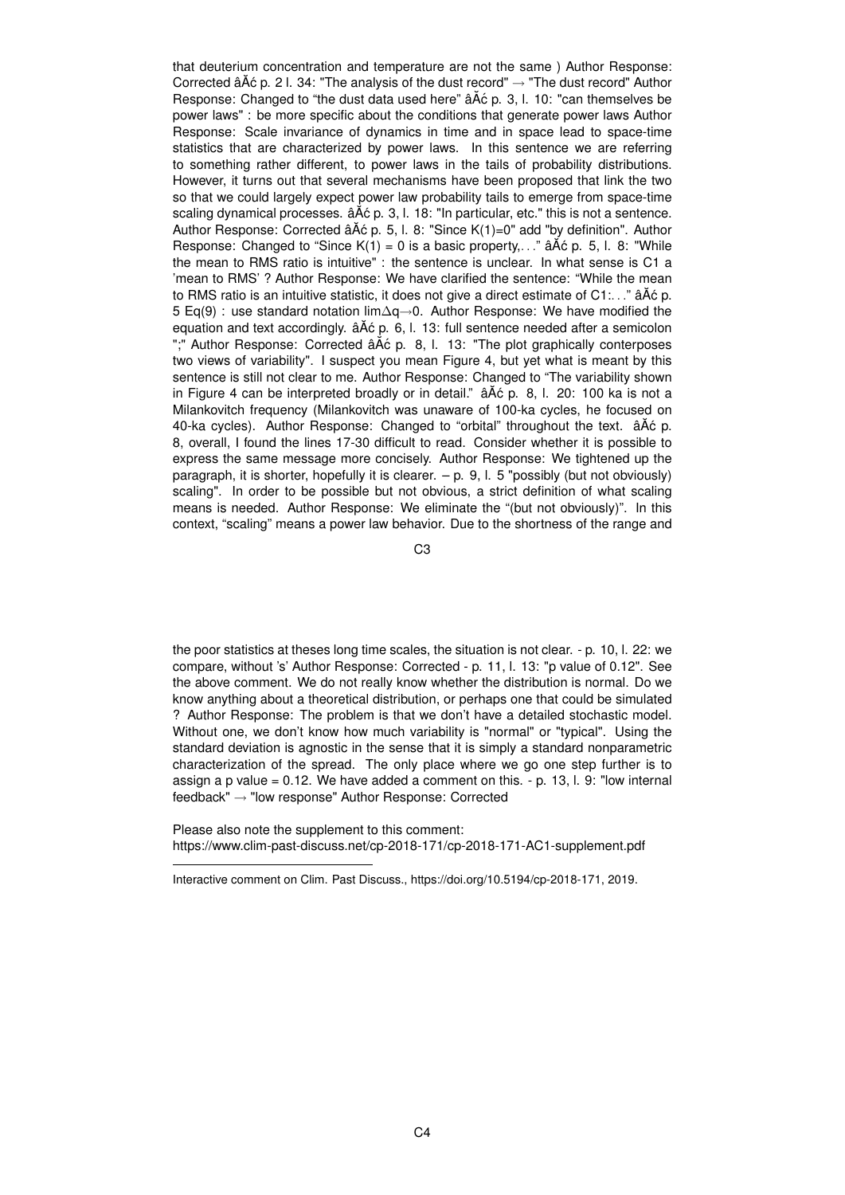that deuterium concentration and temperature are not the same ) Author Response: Corrected âĂć p. 2 l. 34: "The analysis of the dust record" → "The dust record" Author Response: Changed to "the dust data used here" âĂć p. 3, l. 10: "can themselves be power laws" : be more specific about the conditions that generate power laws Author Response: Scale invariance of dynamics in time and in space lead to space-time statistics that are characterized by power laws. In this sentence we are referring to something rather different, to power laws in the tails of probability distributions. However, it turns out that several mechanisms have been proposed that link the two so that we could largely expect power law probability tails to emerge from space-time scaling dynamical processes. âĂć p. 3, l. 18: "In particular, etc." this is not a sentence. Author Response: Corrected âĂć p. 5, l. 8: "Since K(1)=0" add "by definition". Author Response: Changed to "Since K(1) = 0 is a basic property,. . ." âĂć p. 5, l. 8: "While the mean to RMS ratio is intuitive" : the sentence is unclear. In what sense is C1 a 'mean to RMS' ? Author Response: We have clarified the sentence: "While the mean to RMS ratio is an intuitive statistic, it does not give a direct estimate of C1:. . ." âĂć p. 5 Eq(9) : use standard notation $\lim_{\Delta q \to 0}$. Author Response: We have modified the equation and text accordingly. âĂć p. 6, l. 13: full sentence needed after a semicolon ";" Author Response: Corrected âĂć p. 8, l. 13: "The plot graphically conterposes two views of variability". I suspect you mean Figure 4, but yet what is meant by this sentence is still not clear to me. Author Response: Changed to "The variability shown in Figure 4 can be interpreted broadly or in detail." âĂć p. 8, l. 20: 100 ka is not a Milankovitch frequency (Milankovitch was unaware of 100-ka cycles, he focused on 40-ka cycles). Author Response: Changed to "orbital" throughout the text. âĂć p. 8, overall, I found the lines 17-30 difficult to read. Consider whether it is possible to express the same message more concisely. Author Response: We tightened up the paragraph, it is shorter, hopefully it is clearer. – p. 9, l. 5 "possibly (but not obviously) scaling". In order to be possible but not obvious, a strict definition of what scaling means is needed. Author Response: We eliminate the "(but not obviously)". In this context, "scaling" means a power law behavior. Due to the shortness of the range and the poor statistics at theses long time scales, the situation is not clear. - p. 10, l. 22: we compare, without 's' Author Response: Corrected - p. 11, l. 13: "p value of 0.12". See the above comment. We do not really know whether the distribution is normal. Do we know anything about a theoretical distribution, or perhaps one that could be simulated ? Author Response: The problem is that we don't have a detailed stochastic model. Without one, we don't know how much variability is "normal" or "typical". Using the standard deviation is agnostic in the sense that it is simply a standard nonparametric characterization of the spread. The only place where we go one step further is to assign a p value = 0.12. We have added a comment on this. - p. 13, l. 9: "low internal feedback" → "low response" Author Response: Corrected

Please also note the supplement to this comment:
https://www.clim-past-discuss.net/cp-2018-171/cp-2018-171-AC1-supplement.pdf

Interactive comment on Clim. Past Discuss., https://doi.org/10.5194/cp-2018-171, 2019.